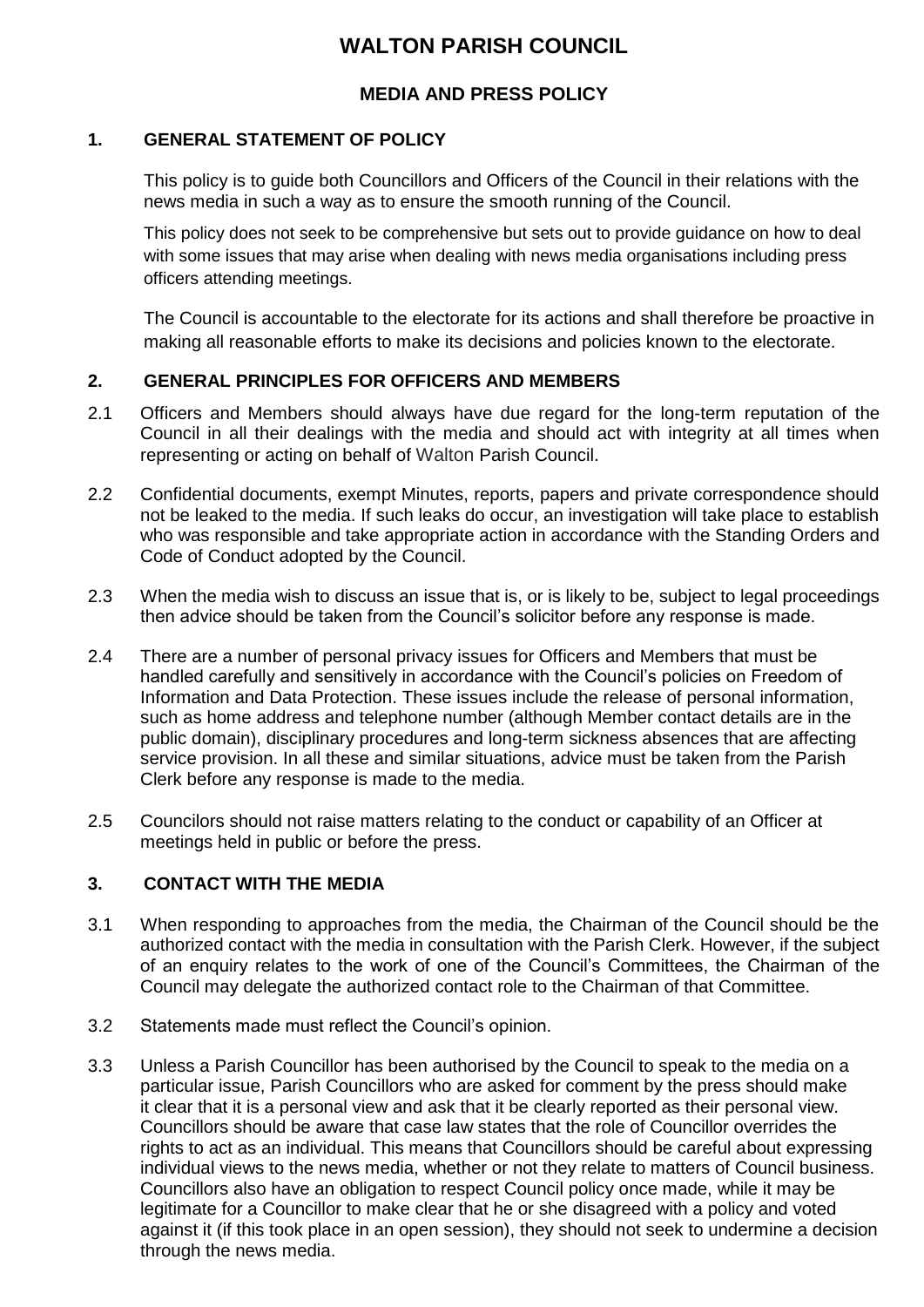# WALTON PARISH COUNCIL

## MEDIA AND PRESS POLICY

### 1. GENERAL STATEMENT OF POLICY

This policy is to guide both Councillors and Officers of the Council in their relations with the news media in such a way as to ensure the smooth running of the Council.

This policy does not seek to be comprehensive but sets out to provide guidance on how to deal with some issues that may arise when dealing with news media organisations including press officers attending meetings.

The Council is accountable to the electorate for its actions and shall therefore be proactive in making all reasonable efforts to make its decisions and policies known to the electorate.

### 2. GENERAL PRINCIPLES FOR OFFICERS AND MEMBERS

2.1 Officers and Members should always have due regard for the long-term reputation of the Council in all their dealings with the media and should act with integrity at all times when representing or acting on behalf of Walton Parish Council.

2.2 Confidential documents, exempt Minutes, reports, papers and private correspondence should not be leaked to the media. If such leaks do occur, an investigation will take place to establish who was responsible and take appropriate action in accordance with the Standing Orders and Code of Conduct adopted by the Council.

2.3 When the media wish to discuss an issue that is, or is likely to be, subject to legal proceedings then advice should be taken from the Council's solicitor before any response is made.

2.4 There are a number of personal privacy issues for Officers and Members that must be handled carefully and sensitively in accordance with the Council's policies on Freedom of Information and Data Protection. These issues include the release of personal information, such as home address and telephone number (although Member contact details are in the public domain), disciplinary procedures and long-term sickness absences that are affecting service provision. In all these and similar situations, advice must be taken from the Parish Clerk before any response is made to the media.

2.5 Councilors should not raise matters relating to the conduct or capability of an Officer at meetings held in public or before the press.

### 3. CONTACT WITH THE MEDIA

3.1 When responding to approaches from the media, the Chairman of the Council should be the authorized contact with the media in consultation with the Parish Clerk. However, if the subject of an enquiry relates to the work of one of the Council's Committees, the Chairman of the Council may delegate the authorized contact role to the Chairman of that Committee.

3.2 Statements made must reflect the Council's opinion.

3.3 Unless a Parish Councillor has been authorised by the Council to speak to the media on a particular issue, Parish Councillors who are asked for comment by the press should make it clear that it is a personal view and ask that it be clearly reported as their personal view. Councillors should be aware that case law states that the role of Councillor overrides the rights to act as an individual. This means that Councillors should be careful about expressing individual views to the news media, whether or not they relate to matters of Council business. Councillors also have an obligation to respect Council policy once made, while it may be legitimate for a Councillor to make clear that he or she disagreed with a policy and voted against it (if this took place in an open session), they should not seek to undermine a decision through the news media.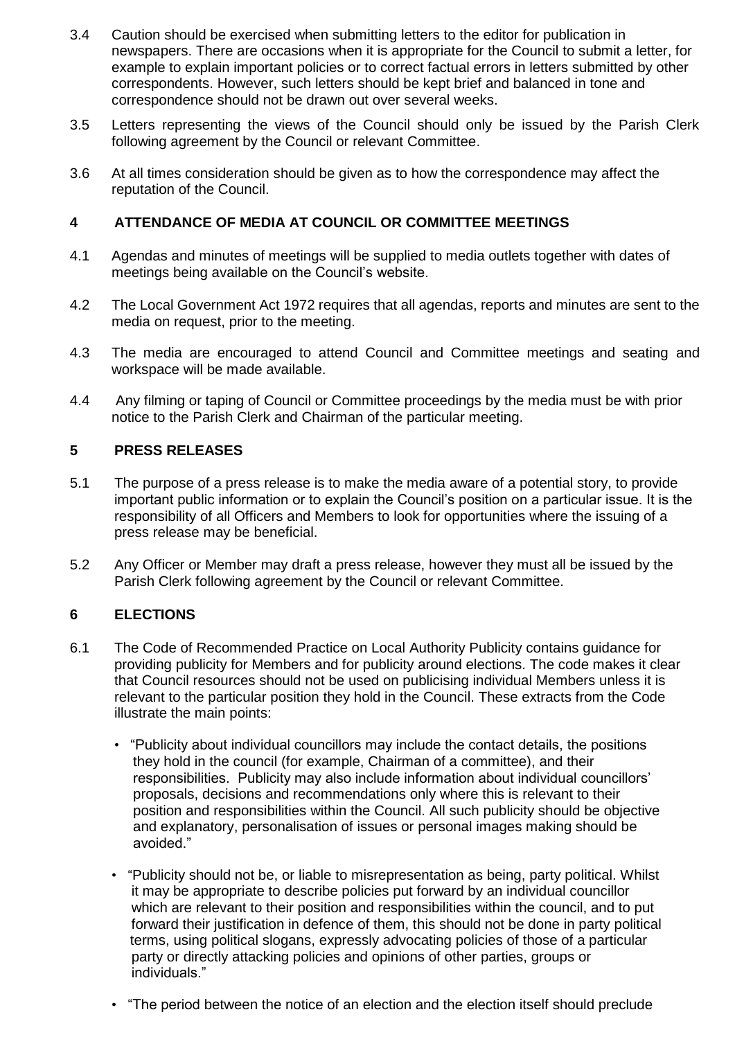3.4 Caution should be exercised when submitting letters to the editor for publication in newspapers. There are occasions when it is appropriate for the Council to submit a letter, for example to explain important policies or to correct factual errors in letters submitted by other correspondents. However, such letters should be kept brief and balanced in tone and correspondence should not be drawn out over several weeks.

3.5 Letters representing the views of the Council should only be issued by the Parish Clerk following agreement by the Council or relevant Committee.

3.6 At all times consideration should be given as to how the correspondence may affect the reputation of the Council.

## 4 ATTENDANCE OF MEDIA AT COUNCIL OR COMMITTEE MEETINGS

4.1 Agendas and minutes of meetings will be supplied to media outlets together with dates of meetings being available on the Council's website.

4.2 The Local Government Act 1972 requires that all agendas, reports and minutes are sent to the media on request, prior to the meeting.

4.3 The media are encouraged to attend Council and Committee meetings and seating and workspace will be made available.

4.4 Any filming or taping of Council or Committee proceedings by the media must be with prior notice to the Parish Clerk and Chairman of the particular meeting.

## 5 PRESS RELEASES

5.1 The purpose of a press release is to make the media aware of a potential story, to provide important public information or to explain the Council's position on a particular issue. It is the responsibility of all Officers and Members to look for opportunities where the issuing of a press release may be beneficial.

5.2 Any Officer or Member may draft a press release, however they must all be issued by the Parish Clerk following agreement by the Council or relevant Committee.

## 6 ELECTIONS

6.1 The Code of Recommended Practice on Local Authority Publicity contains guidance for providing publicity for Members and for publicity around elections. The code makes it clear that Council resources should not be used on publicising individual Members unless it is relevant to the particular position they hold in the Council. These extracts from the Code illustrate the main points:

- "Publicity about individual councillors may include the contact details, the positions they hold in the council (for example, Chairman of a committee), and their responsibilities. Publicity may also include information about individual councillors' proposals, decisions and recommendations only where this is relevant to their position and responsibilities within the Council. All such publicity should be objective and explanatory, personalisation of issues or personal images making should be avoided."

- "Publicity should not be, or liable to misrepresentation as being, party political. Whilst it may be appropriate to describe policies put forward by an individual councillor which are relevant to their position and responsibilities within the council, and to put forward their justification in defence of them, this should not be done in party political terms, using political slogans, expressly advocating policies of those of a particular party or directly attacking policies and opinions of other parties, groups or individuals."

- "The period between the notice of an election and the election itself should preclude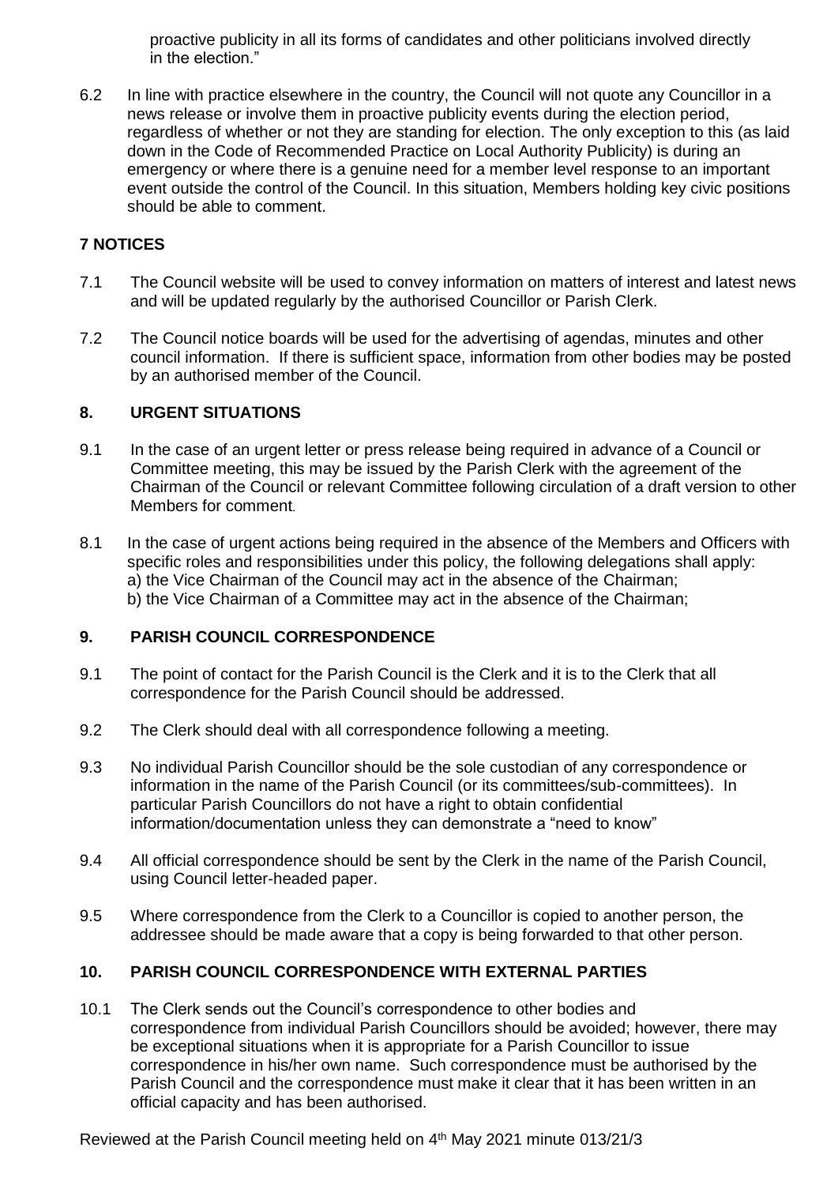proactive publicity in all its forms of candidates and other politicians involved directly in the election."

6.2 In line with practice elsewhere in the country, the Council will not quote any Councillor in a news release or involve them in proactive publicity events during the election period, regardless of whether or not they are standing for election. The only exception to this (as laid down in the Code of Recommended Practice on Local Authority Publicity) is during an emergency or where there is a genuine need for a member level response to an important event outside the control of the Council. In this situation, Members holding key civic positions should be able to comment.

## 7 NOTICES

7.1 The Council website will be used to convey information on matters of interest and latest news and will be updated regularly by the authorised Councillor or Parish Clerk.

7.2 The Council notice boards will be used for the advertising of agendas, minutes and other council information. If there is sufficient space, information from other bodies may be posted by an authorised member of the Council.

## 8. URGENT SITUATIONS

9.1 In the case of an urgent letter or press release being required in advance of a Council or Committee meeting, this may be issued by the Parish Clerk with the agreement of the Chairman of the Council or relevant Committee following circulation of a draft version to other Members for comment.

8.1 In the case of urgent actions being required in the absence of the Members and Officers with specific roles and responsibilities under this policy, the following delegations shall apply:
a) the Vice Chairman of the Council may act in the absence of the Chairman;
b) the Vice Chairman of a Committee may act in the absence of the Chairman;

## 9. PARISH COUNCIL CORRESPONDENCE

9.1 The point of contact for the Parish Council is the Clerk and it is to the Clerk that all correspondence for the Parish Council should be addressed.

9.2 The Clerk should deal with all correspondence following a meeting.

9.3 No individual Parish Councillor should be the sole custodian of any correspondence or information in the name of the Parish Council (or its committees/sub-committees). In particular Parish Councillors do not have a right to obtain confidential information/documentation unless they can demonstrate a "need to know"

9.4 All official correspondence should be sent by the Clerk in the name of the Parish Council, using Council letter-headed paper.

9.5 Where correspondence from the Clerk to a Councillor is copied to another person, the addressee should be made aware that a copy is being forwarded to that other person.

## 10. PARISH COUNCIL CORRESPONDENCE WITH EXTERNAL PARTIES

10.1 The Clerk sends out the Council's correspondence to other bodies and correspondence from individual Parish Councillors should be avoided; however, there may be exceptional situations when it is appropriate for a Parish Councillor to issue correspondence in his/her own name. Such correspondence must be authorised by the Parish Council and the correspondence must make it clear that it has been written in an official capacity and has been authorised.

Reviewed at the Parish Council meeting held on 4th May 2021 minute 013/21/3